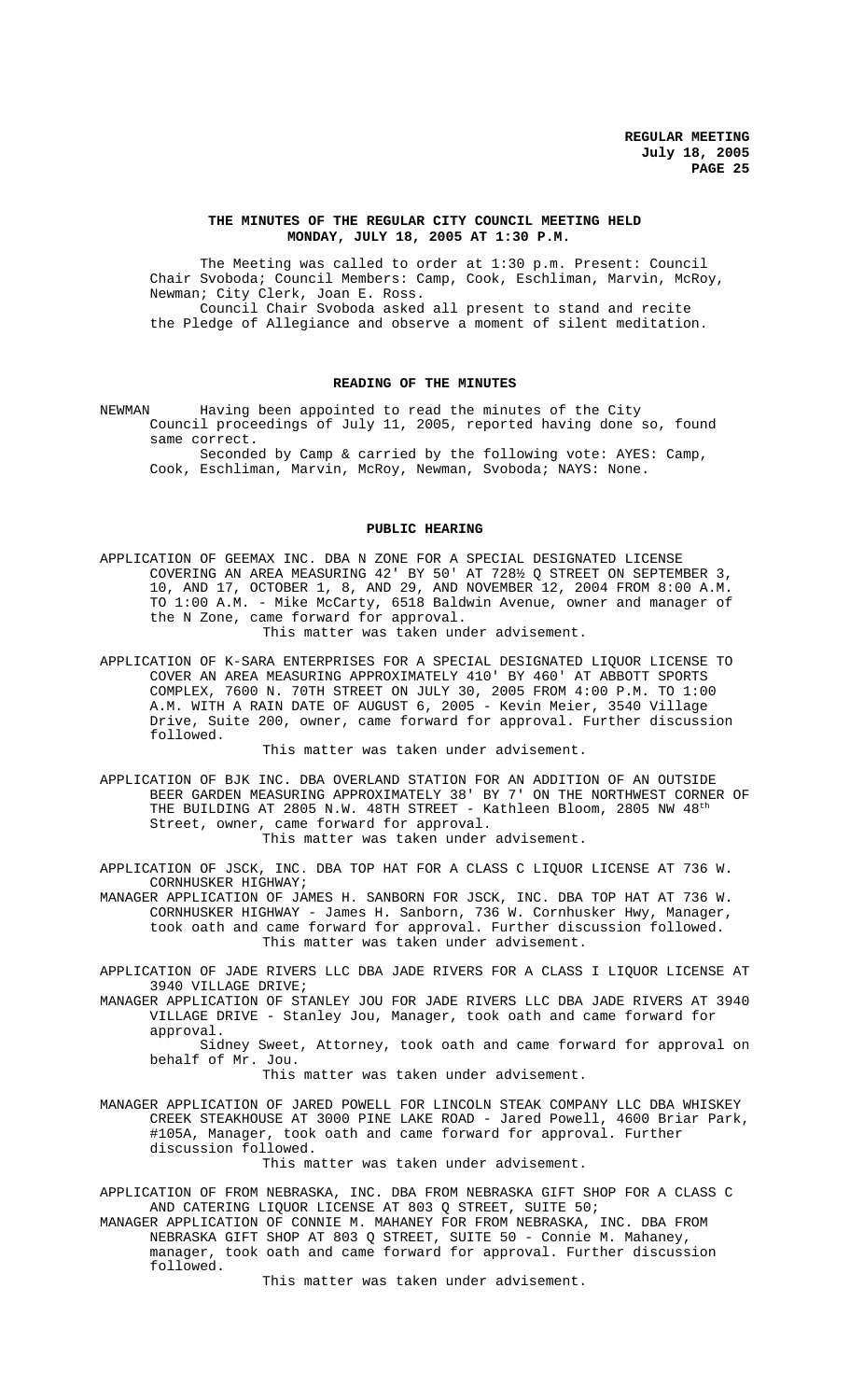**THE MINUTES OF THE REGULAR CITY COUNCIL MEETING HELD MONDAY, JULY 18, 2005 AT 1:30 P.M.**

The Meeting was called to order at 1:30 p.m. Present: Council Chair Svoboda; Council Members: Camp, Cook, Eschliman, Marvin, McRoy, Newman; City Clerk, Joan E. Ross.

Council Chair Svoboda asked all present to stand and recite the Pledge of Allegiance and observe a moment of silent meditation.

**READING OF THE MINUTES**

NEWMAN Having been appointed to read the minutes of the City Council proceedings of July 11, 2005, reported having done so, found same correct.

Seconded by Camp & carried by the following vote: AYES: Camp, Cook, Eschliman, Marvin, McRoy, Newman, Svoboda; NAYS: None.

**PUBLIC HEARING**

APPLICATION OF GEEMAX INC. DBA N ZONE FOR A SPECIAL DESIGNATED LICENSE COVERING AN AREA MEASURING 42' BY 50' AT 728½ Q STREET ON SEPTEMBER 3, 10, AND 17, OCTOBER 1, 8, AND 29, AND NOVEMBER 12, 2004 FROM 8:00 A.M. TO 1:00 A.M. - Mike McCarty, 6518 Baldwin Avenue, owner and manager of the N Zone, came forward for approval.

This matter was taken under advisement.

APPLICATION OF K-SARA ENTERPRISES FOR A SPECIAL DESIGNATED LIQUOR LICENSE TO COVER AN AREA MEASURING APPROXIMATELY 410' BY 460' AT ABBOTT SPORTS COMPLEX, 7600 N. 70TH STREET ON JULY 30, 2005 FROM 4:00 P.M. TO 1:00 A.M. WITH A RAIN DATE OF AUGUST 6, 2005 - Kevin Meier, 3540 Village Drive, Suite 200, owner, came forward for approval. Further discussion followed.

This matter was taken under advisement.

APPLICATION OF BJK INC. DBA OVERLAND STATION FOR AN ADDITION OF AN OUTSIDE BEER GARDEN MEASURING APPROXIMATELY 38' BY 7' ON THE NORTHWEST CORNER OF THE BUILDING AT 2805 N.W. 48TH STREET - Kathleen Bloom, 2805 NW 48th Street, owner, came forward for approval.

This matter was taken under advisement.

APPLICATION OF JSCK, INC. DBA TOP HAT FOR A CLASS C LIQUOR LICENSE AT 736 W. CORNHUSKER HIGHWAY;

MANAGER APPLICATION OF JAMES H. SANBORN FOR JSCK, INC. DBA TOP HAT AT 736 W. CORNHUSKER HIGHWAY - James H. Sanborn, 736 W. Cornhusker Hwy, Manager, took oath and came forward for approval. Further discussion followed.

This matter was taken under advisement.

APPLICATION OF JADE RIVERS LLC DBA JADE RIVERS FOR A CLASS I LIQUOR LICENSE AT 3940 VILLAGE DRIVE;

MANAGER APPLICATION OF STANLEY JOU FOR JADE RIVERS LLC DBA JADE RIVERS AT 3940 VILLAGE DRIVE - Stanley Jou, Manager, took oath and came forward for approval.

Sidney Sweet, Attorney, took oath and came forward for approval on behalf of Mr. Jou.

This matter was taken under advisement.

MANAGER APPLICATION OF JARED POWELL FOR LINCOLN STEAK COMPANY LLC DBA WHISKEY CREEK STEAKHOUSE AT 3000 PINE LAKE ROAD - Jared Powell, 4600 Briar Park, #105A, Manager, took oath and came forward for approval. Further discussion followed.

This matter was taken under advisement.

APPLICATION OF FROM NEBRASKA, INC. DBA FROM NEBRASKA GIFT SHOP FOR A CLASS C AND CATERING LIQUOR LICENSE AT 803 Q STREET, SUITE 50;

MANAGER APPLICATION OF CONNIE M. MAHANEY FOR FROM NEBRASKA, INC. DBA FROM NEBRASKA GIFT SHOP AT 803 Q STREET, SUITE 50 - Connie M. Mahaney, manager, took oath and came forward for approval. Further discussion followed.

This matter was taken under advisement.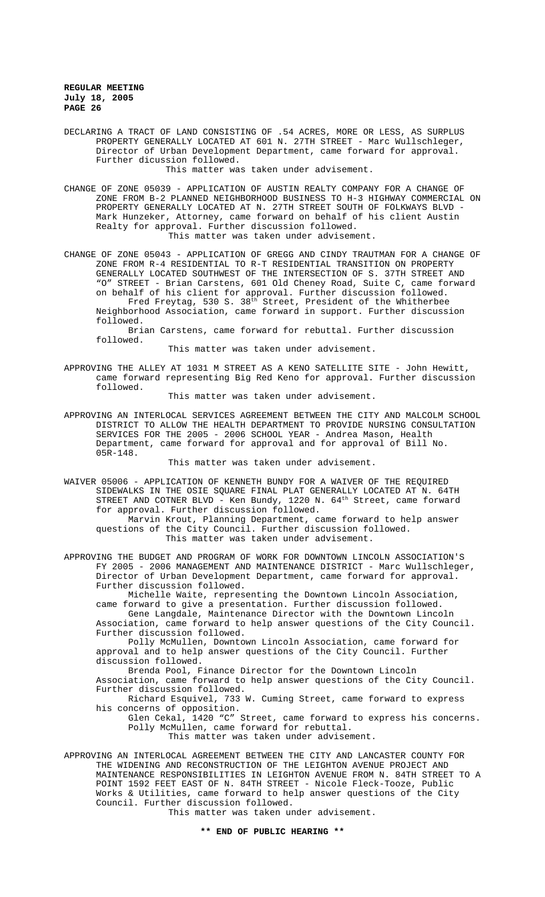DECLARING A TRACT OF LAND CONSISTING OF .54 ACRES, MORE OR LESS, AS SURPLUS PROPERTY GENERALLY LOCATED AT 601 N. 27TH STREET - Marc Wullschleger, Director of Urban Development Department, came forward for approval. Further dicussion followed.

This matter was taken under advisement.

CHANGE OF ZONE 05039 - APPLICATION OF AUSTIN REALTY COMPANY FOR A CHANGE OF ZONE FROM B-2 PLANNED NEIGHBORHOOD BUSINESS TO H-3 HIGHWAY COMMERCIAL ON PROPERTY GENERALLY LOCATED AT N. 27TH STREET SOUTH OF FOLKWAYS BLVD - Mark Hunzeker, Attorney, came forward on behalf of his client Austin Realty for approval. Further discussion followed.

This matter was taken under advisement.

CHANGE OF ZONE 05043 - APPLICATION OF GREGG AND CINDY TRAUTMAN FOR A CHANGE OF ZONE FROM R-4 RESIDENTIAL TO R-T RESIDENTIAL TRANSITION ON PROPERTY GENERALLY LOCATED SOUTHWEST OF THE INTERSECTION OF S. 37TH STREET AND "O" STREET - Brian Carstens, 601 Old Cheney Road, Suite C, came forward on behalf of his client for approval. Further discussion followed.

Fred Freytag, 530 S. 38th Street, President of the Whitherbee Neighborhood Association, came forward in support. Further discussion followed.

Brian Carstens, came forward for rebuttal. Further discussion followed.

This matter was taken under advisement.

APPROVING THE ALLEY AT 1031 M STREET AS A KENO SATELLITE SITE - John Hewitt, came forward representing Big Red Keno for approval. Further discussion followed.

This matter was taken under advisement.

APPROVING AN INTERLOCAL SERVICES AGREEMENT BETWEEN THE CITY AND MALCOLM SCHOOL DISTRICT TO ALLOW THE HEALTH DEPARTMENT TO PROVIDE NURSING CONSULTATION SERVICES FOR THE 2005 - 2006 SCHOOL YEAR - Andrea Mason, Health Department, came forward for approval and for approval of Bill No. 05R-148.

This matter was taken under advisement.

WAIVER 05006 - APPLICATION OF KENNETH BUNDY FOR A WAIVER OF THE REQUIRED SIDEWALKS IN THE OSIE SQUARE FINAL PLAT GENERALLY LOCATED AT N. 64TH STREET AND COTNER BLVD - Ken Bundy, 1220 N. 64th Street, came forward for approval. Further discussion followed.

Marvin Krout, Planning Department, came forward to help answer questions of the City Council. Further discussion followed.

This matter was taken under advisement.

APPROVING THE BUDGET AND PROGRAM OF WORK FOR DOWNTOWN LINCOLN ASSOCIATION'S FY 2005 - 2006 MANAGEMENT AND MAINTENANCE DISTRICT - Marc Wullschleger, Director of Urban Development Department, came forward for approval. Further discussion followed.

Michelle Waite, representing the Downtown Lincoln Association, came forward to give a presentation. Further discussion followed.

Gene Langdale, Maintenance Director with the Downtown Lincoln Association, came forward to help answer questions of the City Council. Further discussion followed.

Polly McMullen, Downtown Lincoln Association, came forward for approval and to help answer questions of the City Council. Further discussion followed.

Brenda Pool, Finance Director for the Downtown Lincoln Association, came forward to help answer questions of the City Council. Further discussion followed.

Richard Esquivel, 733 W. Cuming Street, came forward to express his concerns of opposition.

Glen Cekal, 1420 "C" Street, came forward to express his concerns.

Polly McMullen, came forward for rebuttal.

This matter was taken under advisement.

APPROVING AN INTERLOCAL AGREEMENT BETWEEN THE CITY AND LANCASTER COUNTY FOR THE WIDENING AND RECONSTRUCTION OF THE LEIGHTON AVENUE PROJECT AND MAINTENANCE RESPONSIBILITIES IN LEIGHTON AVENUE FROM N. 84TH STREET TO A POINT 1592 FEET EAST OF N. 84TH STREET - Nicole Fleck-Tooze, Public Works & Utilities, came forward to help answer questions of the City Council. Further discussion followed.

This matter was taken under advisement.

**\*\* END OF PUBLIC HEARING \*\***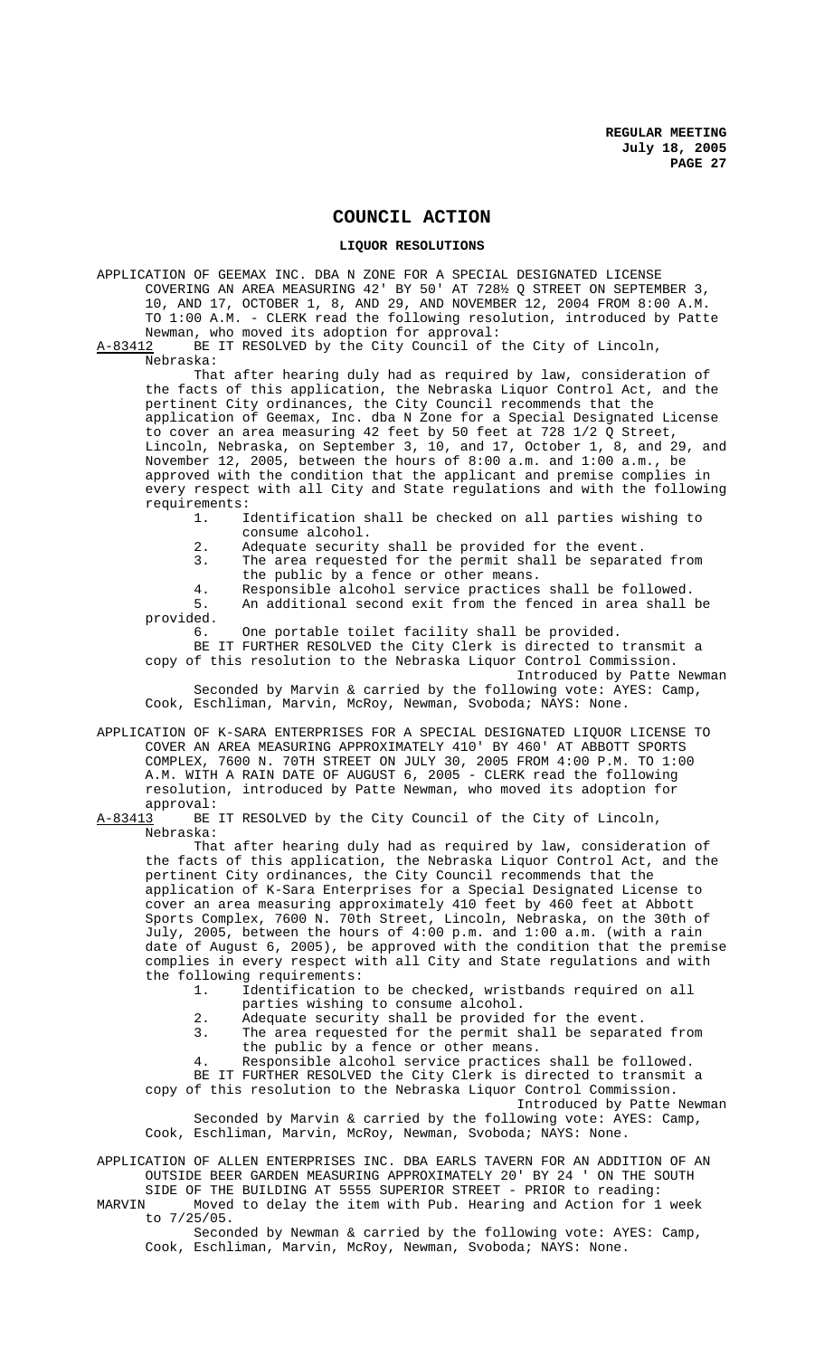# COUNCIL ACTION

## LIQUOR RESOLUTIONS

APPLICATION OF GEEMAX INC. DBA N ZONE FOR A SPECIAL DESIGNATED LICENSE COVERING AN AREA MEASURING 42' BY 50' AT 728½ Q STREET ON SEPTEMBER 3, 10, AND 17, OCTOBER 1, 8, AND 29, AND NOVEMBER 12, 2004 FROM 8:00 A.M. TO 1:00 A.M. - CLERK read the following resolution, introduced by Patte Newman, who moved its adoption for approval:

A-83412 BE IT RESOLVED by the City Council of the City of Lincoln, Nebraska:

That after hearing duly had as required by law, consideration of the facts of this application, the Nebraska Liquor Control Act, and the pertinent City ordinances, the City Council recommends that the application of Geemax, Inc. dba N Zone for a Special Designated License to cover an area measuring 42 feet by 50 feet at 728 1/2 Q Street, Lincoln, Nebraska, on September 3, 10, and 17, October 1, 8, and 29, and November 12, 2005, between the hours of 8:00 a.m. and 1:00 a.m., be approved with the condition that the applicant and premise complies in every respect with all City and State regulations and with the following requirements:

1. Identification shall be checked on all parties wishing to consume alcohol.
2. Adequate security shall be provided for the event.
3. The area requested for the permit shall be separated from the public by a fence or other means.
4. Responsible alcohol service practices shall be followed.
5. An additional second exit from the fenced in area shall be provided.
6. One portable toilet facility shall be provided.

BE IT FURTHER RESOLVED the City Clerk is directed to transmit a copy of this resolution to the Nebraska Liquor Control Commission.

Introduced by Patte Newman

Seconded by Marvin & carried by the following vote: AYES: Camp, Cook, Eschliman, Marvin, McRoy, Newman, Svoboda; NAYS: None.

APPLICATION OF K-SARA ENTERPRISES FOR A SPECIAL DESIGNATED LIQUOR LICENSE TO COVER AN AREA MEASURING APPROXIMATELY 410' BY 460' AT ABBOTT SPORTS COMPLEX, 7600 N. 70TH STREET ON JULY 30, 2005 FROM 4:00 P.M. TO 1:00 A.M. WITH A RAIN DATE OF AUGUST 6, 2005 - CLERK read the following resolution, introduced by Patte Newman, who moved its adoption for approval:

A-83413 BE IT RESOLVED by the City Council of the City of Lincoln, Nebraska:

That after hearing duly had as required by law, consideration of the facts of this application, the Nebraska Liquor Control Act, and the pertinent City ordinances, the City Council recommends that the application of K-Sara Enterprises for a Special Designated License to cover an area measuring approximately 410 feet by 460 feet at Abbott Sports Complex, 7600 N. 70th Street, Lincoln, Nebraska, on the 30th of July, 2005, between the hours of 4:00 p.m. and 1:00 a.m. (with a rain date of August 6, 2005), be approved with the condition that the premise complies in every respect with all City and State regulations and with the following requirements:

1. Identification to be checked, wristbands required on all parties wishing to consume alcohol.
2. Adequate security shall be provided for the event.
3. The area requested for the permit shall be separated from the public by a fence or other means.
4. Responsible alcohol service practices shall be followed.

BE IT FURTHER RESOLVED the City Clerk is directed to transmit a copy of this resolution to the Nebraska Liquor Control Commission.

Introduced by Patte Newman

Seconded by Marvin & carried by the following vote: AYES: Camp, Cook, Eschliman, Marvin, McRoy, Newman, Svoboda; NAYS: None.

APPLICATION OF ALLEN ENTERPRISES INC. DBA EARLS TAVERN FOR AN ADDITION OF AN OUTSIDE BEER GARDEN MEASURING APPROXIMATELY 20' BY 24 ' ON THE SOUTH SIDE OF THE BUILDING AT 5555 SUPERIOR STREET - PRIOR to reading:

MARVIN Moved to delay the item with Pub. Hearing and Action for 1 week to 7/25/05.

Seconded by Newman & carried by the following vote: AYES: Camp, Cook, Eschliman, Marvin, McRoy, Newman, Svoboda; NAYS: None.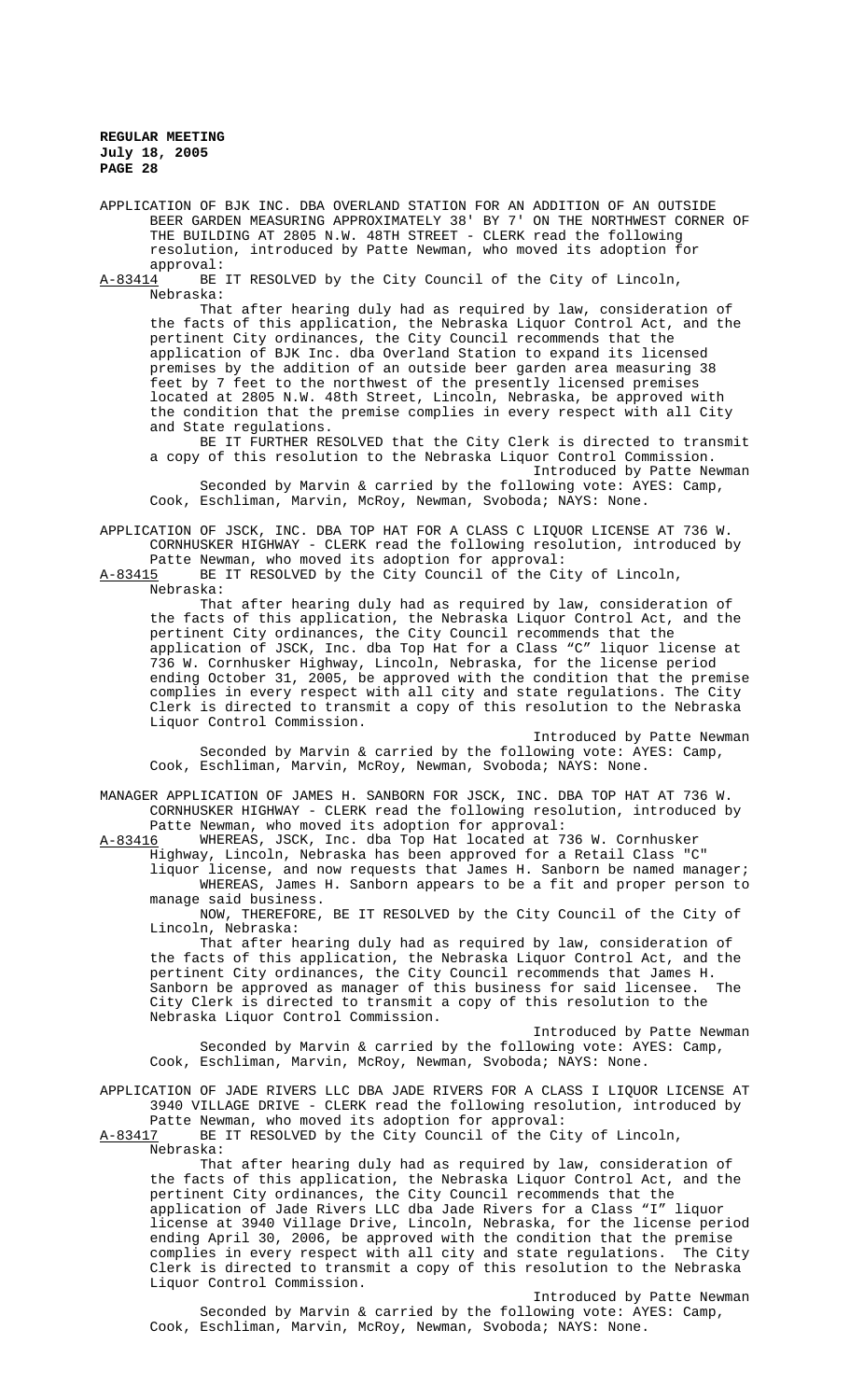APPLICATION OF BJK INC. DBA OVERLAND STATION FOR AN ADDITION OF AN OUTSIDE BEER GARDEN MEASURING APPROXIMATELY 38' BY 7' ON THE NORTHWEST CORNER OF THE BUILDING AT 2805 N.W. 48TH STREET - CLERK read the following resolution, introduced by Patte Newman, who moved its adoption for approval:

A-83414 BE IT RESOLVED by the City Council of the City of Lincoln, Nebraska:

That after hearing duly had as required by law, consideration of the facts of this application, the Nebraska Liquor Control Act, and the pertinent City ordinances, the City Council recommends that the application of BJK Inc. dba Overland Station to expand its licensed premises by the addition of an outside beer garden area measuring 38 feet by 7 feet to the northwest of the presently licensed premises located at 2805 N.W. 48th Street, Lincoln, Nebraska, be approved with the condition that the premise complies in every respect with all City and State regulations.

BE IT FURTHER RESOLVED that the City Clerk is directed to transmit a copy of this resolution to the Nebraska Liquor Control Commission.

Introduced by Patte Newman

Seconded by Marvin & carried by the following vote: AYES: Camp, Cook, Eschliman, Marvin, McRoy, Newman, Svoboda; NAYS: None.

APPLICATION OF JSCK, INC. DBA TOP HAT FOR A CLASS C LIQUOR LICENSE AT 736 W. CORNHUSKER HIGHWAY - CLERK read the following resolution, introduced by Patte Newman, who moved its adoption for approval:

A-83415 BE IT RESOLVED by the City Council of the City of Lincoln, Nebraska:

That after hearing duly had as required by law, consideration of the facts of this application, the Nebraska Liquor Control Act, and the pertinent City ordinances, the City Council recommends that the application of JSCK, Inc. dba Top Hat for a Class "C" liquor license at 736 W. Cornhusker Highway, Lincoln, Nebraska, for the license period ending October 31, 2005, be approved with the condition that the premise complies in every respect with all city and state regulations. The City Clerk is directed to transmit a copy of this resolution to the Nebraska Liquor Control Commission.

Introduced by Patte Newman

Seconded by Marvin & carried by the following vote: AYES: Camp, Cook, Eschliman, Marvin, McRoy, Newman, Svoboda; NAYS: None.

MANAGER APPLICATION OF JAMES H. SANBORN FOR JSCK, INC. DBA TOP HAT AT 736 W. CORNHUSKER HIGHWAY - CLERK read the following resolution, introduced by Patte Newman, who moved its adoption for approval:

A-83416 WHEREAS, JSCK, Inc. dba Top Hat located at 736 W. Cornhusker Highway, Lincoln, Nebraska has been approved for a Retail Class "C" liquor license, and now requests that James H. Sanborn be named manager;

WHEREAS, James H. Sanborn appears to be a fit and proper person to manage said business.

NOW, THEREFORE, BE IT RESOLVED by the City Council of the City of Lincoln, Nebraska:

That after hearing duly had as required by law, consideration of the facts of this application, the Nebraska Liquor Control Act, and the pertinent City ordinances, the City Council recommends that James H. Sanborn be approved as manager of this business for said licensee. The City Clerk is directed to transmit a copy of this resolution to the Nebraska Liquor Control Commission.

Introduced by Patte Newman

Seconded by Marvin & carried by the following vote: AYES: Camp, Cook, Eschliman, Marvin, McRoy, Newman, Svoboda; NAYS: None.

APPLICATION OF JADE RIVERS LLC DBA JADE RIVERS FOR A CLASS I LIQUOR LICENSE AT 3940 VILLAGE DRIVE - CLERK read the following resolution, introduced by Patte Newman, who moved its adoption for approval:

A-83417 BE IT RESOLVED by the City Council of the City of Lincoln, Nebraska:

That after hearing duly had as required by law, consideration of the facts of this application, the Nebraska Liquor Control Act, and the pertinent City ordinances, the City Council recommends that the application of Jade Rivers LLC dba Jade Rivers for a Class "I" liquor license at 3940 Village Drive, Lincoln, Nebraska, for the license period ending April 30, 2006, be approved with the condition that the premise complies in every respect with all city and state regulations. The City Clerk is directed to transmit a copy of this resolution to the Nebraska Liquor Control Commission.

Introduced by Patte Newman

Seconded by Marvin & carried by the following vote: AYES: Camp, Cook, Eschliman, Marvin, McRoy, Newman, Svoboda; NAYS: None.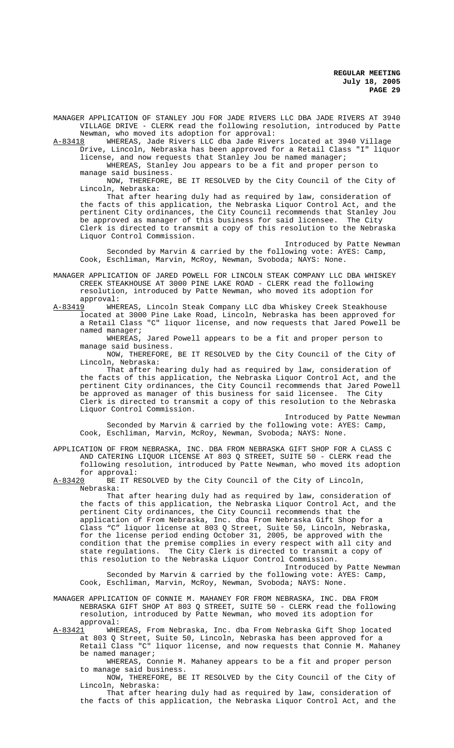MANAGER APPLICATION OF STANLEY JOU FOR JADE RIVERS LLC DBA JADE RIVERS AT 3940 VILLAGE DRIVE - CLERK read the following resolution, introduced by Patte Newman, who moved its adoption for approval:

A-83418 WHEREAS, Jade Rivers LLC dba Jade Rivers located at 3940 Village Drive, Lincoln, Nebraska has been approved for a Retail Class "I" liquor license, and now requests that Stanley Jou be named manager;

WHEREAS, Stanley Jou appears to be a fit and proper person to manage said business.

NOW, THEREFORE, BE IT RESOLVED by the City Council of the City of Lincoln, Nebraska:

That after hearing duly had as required by law, consideration of the facts of this application, the Nebraska Liquor Control Act, and the pertinent City ordinances, the City Council recommends that Stanley Jou be approved as manager of this business for said licensee. The City Clerk is directed to transmit a copy of this resolution to the Nebraska Liquor Control Commission.

Introduced by Patte Newman

Seconded by Marvin & carried by the following vote: AYES: Camp, Cook, Eschliman, Marvin, McRoy, Newman, Svoboda; NAYS: None.

MANAGER APPLICATION OF JARED POWELL FOR LINCOLN STEAK COMPANY LLC DBA WHISKEY CREEK STEAKHOUSE AT 3000 PINE LAKE ROAD - CLERK read the following resolution, introduced by Patte Newman, who moved its adoption for approval:

A-83419 WHEREAS, Lincoln Steak Company LLC dba Whiskey Creek Steakhouse located at 3000 Pine Lake Road, Lincoln, Nebraska has been approved for a Retail Class "C" liquor license, and now requests that Jared Powell be named manager;

WHEREAS, Jared Powell appears to be a fit and proper person to manage said business.

NOW, THEREFORE, BE IT RESOLVED by the City Council of the City of Lincoln, Nebraska:

That after hearing duly had as required by law, consideration of the facts of this application, the Nebraska Liquor Control Act, and the pertinent City ordinances, the City Council recommends that Jared Powell be approved as manager of this business for said licensee. The City Clerk is directed to transmit a copy of this resolution to the Nebraska Liquor Control Commission.

Introduced by Patte Newman

Seconded by Marvin & carried by the following vote: AYES: Camp, Cook, Eschliman, Marvin, McRoy, Newman, Svoboda; NAYS: None.

APPLICATION OF FROM NEBRASKA, INC. DBA FROM NEBRASKA GIFT SHOP FOR A CLASS C AND CATERING LIQUOR LICENSE AT 803 Q STREET, SUITE 50 - CLERK read the following resolution, introduced by Patte Newman, who moved its adoption for approval:

A-83420 BE IT RESOLVED by the City Council of the City of Lincoln, Nebraska:

That after hearing duly had as required by law, consideration of the facts of this application, the Nebraska Liquor Control Act, and the pertinent City ordinances, the City Council recommends that the application of From Nebraska, Inc. dba From Nebraska Gift Shop for a Class "C" liquor license at 803 Q Street, Suite 50, Lincoln, Nebraska, for the license period ending October 31, 2005, be approved with the condition that the premise complies in every respect with all city and state regulations. The City Clerk is directed to transmit a copy of this resolution to the Nebraska Liquor Control Commission.

Introduced by Patte Newman

Seconded by Marvin & carried by the following vote: AYES: Camp, Cook, Eschliman, Marvin, McRoy, Newman, Svoboda; NAYS: None.

MANAGER APPLICATION OF CONNIE M. MAHANEY FOR FROM NEBRASKA, INC. DBA FROM NEBRASKA GIFT SHOP AT 803 Q STREET, SUITE 50 - CLERK read the following resolution, introduced by Patte Newman, who moved its adoption for approval:

A-83421 WHEREAS, From Nebraska, Inc. dba From Nebraska Gift Shop located at 803 Q Street, Suite 50, Lincoln, Nebraska has been approved for a Retail Class "C" liquor license, and now requests that Connie M. Mahaney be named manager;

WHEREAS, Connie M. Mahaney appears to be a fit and proper person to manage said business.

NOW, THEREFORE, BE IT RESOLVED by the City Council of the City of Lincoln, Nebraska:

That after hearing duly had as required by law, consideration of the facts of this application, the Nebraska Liquor Control Act, and the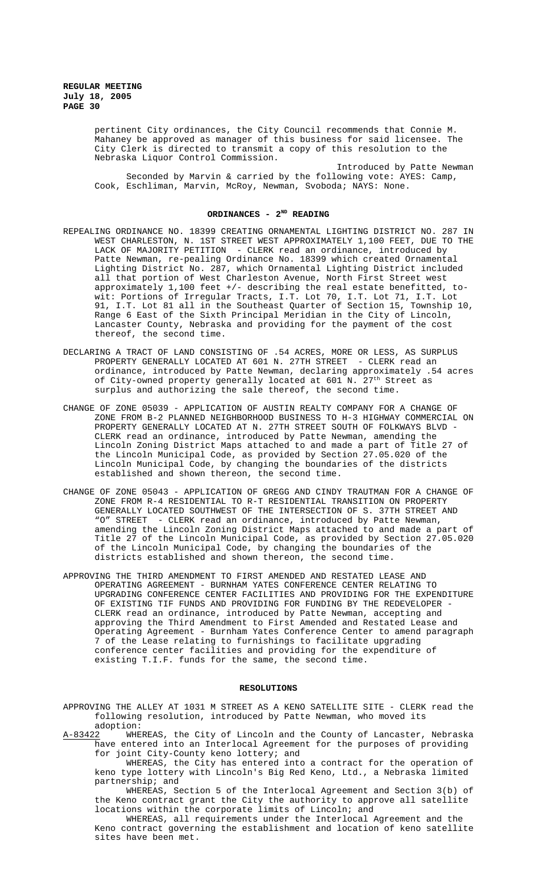pertinent City ordinances, the City Council recommends that Connie M. Mahaney be approved as manager of this business for said licensee. The City Clerk is directed to transmit a copy of this resolution to the Nebraska Liquor Control Commission.

Introduced by Patte Newman

Seconded by Marvin & carried by the following vote: AYES: Camp, Cook, Eschliman, Marvin, McRoy, Newman, Svoboda; NAYS: None.

## ORDINANCES - 2ND READING

REPEALING ORDINANCE NO. 18399 CREATING ORNAMENTAL LIGHTING DISTRICT NO. 287 IN WEST CHARLESTON, N. 1ST STREET WEST APPROXIMATELY 1,100 FEET, DUE TO THE LACK OF MAJORITY PETITION - CLERK read an ordinance, introduced by Patte Newman, re-pealing Ordinance No. 18399 which created Ornamental Lighting District No. 287, which Ornamental Lighting District included all that portion of West Charleston Avenue, North First Street west approximately 1,100 feet +/- describing the real estate benefitted, to-wit: Portions of Irregular Tracts, I.T. Lot 70, I.T. Lot 71, I.T. Lot 91, I.T. Lot 81 all in the Southeast Quarter of Section 15, Township 10, Range 6 East of the Sixth Principal Meridian in the City of Lincoln, Lancaster County, Nebraska and providing for the payment of the cost thereof, the second time.

DECLARING A TRACT OF LAND CONSISTING OF .54 ACRES, MORE OR LESS, AS SURPLUS PROPERTY GENERALLY LOCATED AT 601 N. 27TH STREET - CLERK read an ordinance, introduced by Patte Newman, declaring approximately .54 acres of City-owned property generally located at 601 N. 27th Street as surplus and authorizing the sale thereof, the second time.

CHANGE OF ZONE 05039 - APPLICATION OF AUSTIN REALTY COMPANY FOR A CHANGE OF ZONE FROM B-2 PLANNED NEIGHBORHOOD BUSINESS TO H-3 HIGHWAY COMMERCIAL ON PROPERTY GENERALLY LOCATED AT N. 27TH STREET SOUTH OF FOLKWAYS BLVD - CLERK read an ordinance, introduced by Patte Newman, amending the Lincoln Zoning District Maps attached to and made a part of Title 27 of the Lincoln Municipal Code, as provided by Section 27.05.020 of the Lincoln Municipal Code, by changing the boundaries of the districts established and shown thereon, the second time.

CHANGE OF ZONE 05043 - APPLICATION OF GREGG AND CINDY TRAUTMAN FOR A CHANGE OF ZONE FROM R-4 RESIDENTIAL TO R-T RESIDENTIAL TRANSITION ON PROPERTY GENERALLY LOCATED SOUTHWEST OF THE INTERSECTION OF S. 37TH STREET AND "O" STREET - CLERK read an ordinance, introduced by Patte Newman, amending the Lincoln Zoning District Maps attached to and made a part of Title 27 of the Lincoln Municipal Code, as provided by Section 27.05.020 of the Lincoln Municipal Code, by changing the boundaries of the districts established and shown thereon, the second time.

APPROVING THE THIRD AMENDMENT TO FIRST AMENDED AND RESTATED LEASE AND OPERATING AGREEMENT - BURNHAM YATES CONFERENCE CENTER RELATING TO UPGRADING CONFERENCE CENTER FACILITIES AND PROVIDING FOR THE EXPENDITURE OF EXISTING TIF FUNDS AND PROVIDING FOR FUNDING BY THE REDEVELOPER - CLERK read an ordinance, introduced by Patte Newman, accepting and approving the Third Amendment to First Amended and Restated Lease and Operating Agreement - Burnham Yates Conference Center to amend paragraph 7 of the Lease relating to furnishings to facilitate upgrading conference center facilities and providing for the expenditure of existing T.I.F. funds for the same, the second time.

## RESOLUTIONS

APPROVING THE ALLEY AT 1031 M STREET AS A KENO SATELLITE SITE - CLERK read the following resolution, introduced by Patte Newman, who moved its adoption:

A-83422 WHEREAS, the City of Lincoln and the County of Lancaster, Nebraska have entered into an Interlocal Agreement for the purposes of providing for joint City-County keno lottery; and

WHEREAS, the City has entered into a contract for the operation of keno type lottery with Lincoln's Big Red Keno, Ltd., a Nebraska limited partnership; and

WHEREAS, Section 5 of the Interlocal Agreement and Section 3(b) of the Keno contract grant the City the authority to approve all satellite locations within the corporate limits of Lincoln; and

WHEREAS, all requirements under the Interlocal Agreement and the Keno contract governing the establishment and location of keno satellite sites have been met.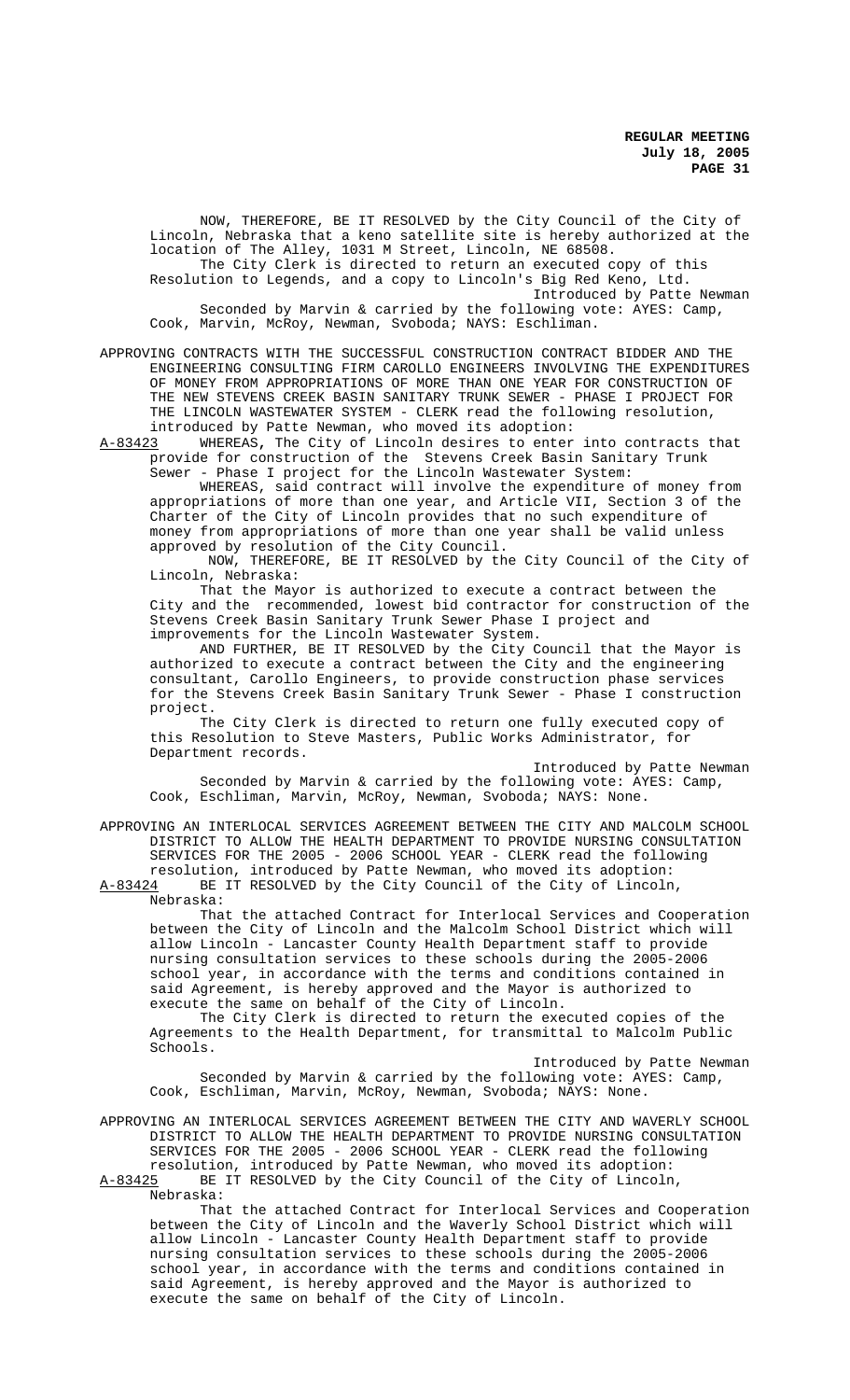NOW, THEREFORE, BE IT RESOLVED by the City Council of the City of Lincoln, Nebraska that a keno satellite site is hereby authorized at the location of The Alley, 1031 M Street, Lincoln, NE 68508.

The City Clerk is directed to return an executed copy of this Resolution to Legends, and a copy to Lincoln's Big Red Keno, Ltd.

Introduced by Patte Newman

Seconded by Marvin & carried by the following vote: AYES: Camp, Cook, Marvin, McRoy, Newman, Svoboda; NAYS: Eschliman.

APPROVING CONTRACTS WITH THE SUCCESSFUL CONSTRUCTION CONTRACT BIDDER AND THE ENGINEERING CONSULTING FIRM CAROLLO ENGINEERS INVOLVING THE EXPENDITURES OF MONEY FROM APPROPRIATIONS OF MORE THAN ONE YEAR FOR CONSTRUCTION OF THE NEW STEVENS CREEK BASIN SANITARY TRUNK SEWER - PHASE I PROJECT FOR THE LINCOLN WASTEWATER SYSTEM - CLERK read the following resolution, introduced by Patte Newman, who moved its adoption:

A-83423 WHEREAS, The City of Lincoln desires to enter into contracts that provide for construction of the Stevens Creek Basin Sanitary Trunk Sewer - Phase I project for the Lincoln Wastewater System:

WHEREAS, said contract will involve the expenditure of money from appropriations of more than one year, and Article VII, Section 3 of the Charter of the City of Lincoln provides that no such expenditure of money from appropriations of more than one year shall be valid unless approved by resolution of the City Council.

NOW, THEREFORE, BE IT RESOLVED by the City Council of the City of Lincoln, Nebraska:

That the Mayor is authorized to execute a contract between the City and the recommended, lowest bid contractor for construction of the Stevens Creek Basin Sanitary Trunk Sewer Phase I project and improvements for the Lincoln Wastewater System.

AND FURTHER, BE IT RESOLVED by the City Council that the Mayor is authorized to execute a contract between the City and the engineering consultant, Carollo Engineers, to provide construction phase services for the Stevens Creek Basin Sanitary Trunk Sewer - Phase I construction project.

The City Clerk is directed to return one fully executed copy of this Resolution to Steve Masters, Public Works Administrator, for Department records.

Introduced by Patte Newman

Seconded by Marvin & carried by the following vote: AYES: Camp, Cook, Eschliman, Marvin, McRoy, Newman, Svoboda; NAYS: None.

APPROVING AN INTERLOCAL SERVICES AGREEMENT BETWEEN THE CITY AND MALCOLM SCHOOL DISTRICT TO ALLOW THE HEALTH DEPARTMENT TO PROVIDE NURSING CONSULTATION SERVICES FOR THE 2005 - 2006 SCHOOL YEAR - CLERK read the following resolution, introduced by Patte Newman, who moved its adoption:

A-83424 BE IT RESOLVED by the City Council of the City of Lincoln, Nebraska:

That the attached Contract for Interlocal Services and Cooperation between the City of Lincoln and the Malcolm School District which will allow Lincoln - Lancaster County Health Department staff to provide nursing consultation services to these schools during the 2005-2006 school year, in accordance with the terms and conditions contained in said Agreement, is hereby approved and the Mayor is authorized to execute the same on behalf of the City of Lincoln.

The City Clerk is directed to return the executed copies of the Agreements to the Health Department, for transmittal to Malcolm Public Schools.

Introduced by Patte Newman

Seconded by Marvin & carried by the following vote: AYES: Camp, Cook, Eschliman, Marvin, McRoy, Newman, Svoboda; NAYS: None.

APPROVING AN INTERLOCAL SERVICES AGREEMENT BETWEEN THE CITY AND WAVERLY SCHOOL DISTRICT TO ALLOW THE HEALTH DEPARTMENT TO PROVIDE NURSING CONSULTATION SERVICES FOR THE 2005 - 2006 SCHOOL YEAR - CLERK read the following resolution, introduced by Patte Newman, who moved its adoption:

A-83425 BE IT RESOLVED by the City Council of the City of Lincoln, Nebraska:

That the attached Contract for Interlocal Services and Cooperation between the City of Lincoln and the Waverly School District which will allow Lincoln - Lancaster County Health Department staff to provide nursing consultation services to these schools during the 2005-2006 school year, in accordance with the terms and conditions contained in said Agreement, is hereby approved and the Mayor is authorized to execute the same on behalf of the City of Lincoln.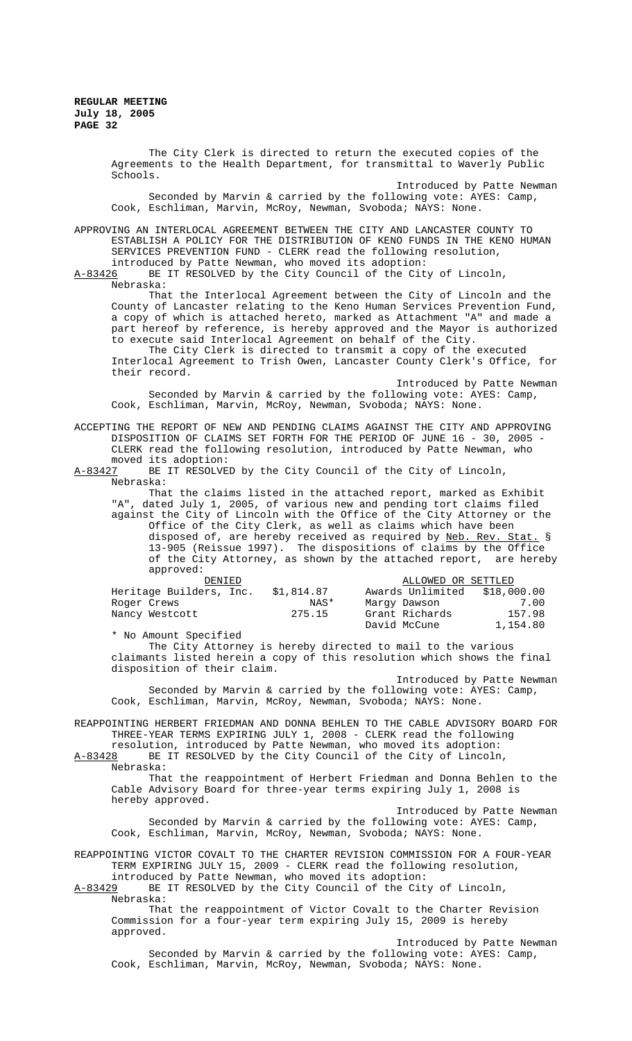The City Clerk is directed to return the executed copies of the Agreements to the Health Department, for transmittal to Waverly Public Schools.

Introduced by Patte Newman

Seconded by Marvin & carried by the following vote: AYES: Camp, Cook, Eschliman, Marvin, McRoy, Newman, Svoboda; NAYS: None.

APPROVING AN INTERLOCAL AGREEMENT BETWEEN THE CITY AND LANCASTER COUNTY TO ESTABLISH A POLICY FOR THE DISTRIBUTION OF KENO FUNDS IN THE KENO HUMAN SERVICES PREVENTION FUND - CLERK read the following resolution, introduced by Patte Newman, who moved its adoption:

A-83426 BE IT RESOLVED by the City Council of the City of Lincoln, Nebraska:

That the Interlocal Agreement between the City of Lincoln and the County of Lancaster relating to the Keno Human Services Prevention Fund, a copy of which is attached hereto, marked as Attachment "A" and made a part hereof by reference, is hereby approved and the Mayor is authorized to execute said Interlocal Agreement on behalf of the City.

The City Clerk is directed to transmit a copy of the executed Interlocal Agreement to Trish Owen, Lancaster County Clerk's Office, for their record.

Introduced by Patte Newman

Seconded by Marvin & carried by the following vote: AYES: Camp, Cook, Eschliman, Marvin, McRoy, Newman, Svoboda; NAYS: None.

ACCEPTING THE REPORT OF NEW AND PENDING CLAIMS AGAINST THE CITY AND APPROVING DISPOSITION OF CLAIMS SET FORTH FOR THE PERIOD OF JUNE 16 - 30, 2005 - CLERK read the following resolution, introduced by Patte Newman, who moved its adoption:

A-83427 BE IT RESOLVED by the City Council of the City of Lincoln, Nebraska:

That the claims listed in the attached report, marked as Exhibit "A", dated July 1, 2005, of various new and pending tort claims filed against the City of Lincoln with the Office of the City Attorney or the Office of the City Clerk, as well as claims which have been disposed of, are hereby received as required by Neb. Rev. Stat. § 13-905 (Reissue 1997). The dispositions of claims by the Office of the City Attorney, as shown by the attached report, are hereby approved:

| DENIED | | ALLOWED OR SETTLED | |
|---|---|---|---|
| Heritage Builders, Inc. | $1,814.87 | Awards Unlimited | $18,000.00 |
| Roger Crews | NAS* | Margy Dawson | 7.00 |
| Nancy Westcott | 275.15 | Grant Richards | 157.98 |
| | | David McCune | 1,154.80 |

\* No Amount Specified

The City Attorney is hereby directed to mail to the various claimants listed herein a copy of this resolution which shows the final disposition of their claim.

Introduced by Patte Newman

Seconded by Marvin & carried by the following vote: AYES: Camp, Cook, Eschliman, Marvin, McRoy, Newman, Svoboda; NAYS: None.

REAPPOINTING HERBERT FRIEDMAN AND DONNA BEHLEN TO THE CABLE ADVISORY BOARD FOR THREE-YEAR TERMS EXPIRING JULY 1, 2008 - CLERK read the following resolution, introduced by Patte Newman, who moved its adoption:

A-83428 BE IT RESOLVED by the City Council of the City of Lincoln, Nebraska:

That the reappointment of Herbert Friedman and Donna Behlen to the Cable Advisory Board for three-year terms expiring July 1, 2008 is hereby approved.

Introduced by Patte Newman

Seconded by Marvin & carried by the following vote: AYES: Camp, Cook, Eschliman, Marvin, McRoy, Newman, Svoboda; NAYS: None.

REAPPOINTING VICTOR COVALT TO THE CHARTER REVISION COMMISSION FOR A FOUR-YEAR TERM EXPIRING JULY 15, 2009 - CLERK read the following resolution, introduced by Patte Newman, who moved its adoption:

A-83429 BE IT RESOLVED by the City Council of the City of Lincoln, Nebraska:

That the reappointment of Victor Covalt to the Charter Revision Commission for a four-year term expiring July 15, 2009 is hereby approved.

Introduced by Patte Newman

Seconded by Marvin & carried by the following vote: AYES: Camp, Cook, Eschliman, Marvin, McRoy, Newman, Svoboda; NAYS: None.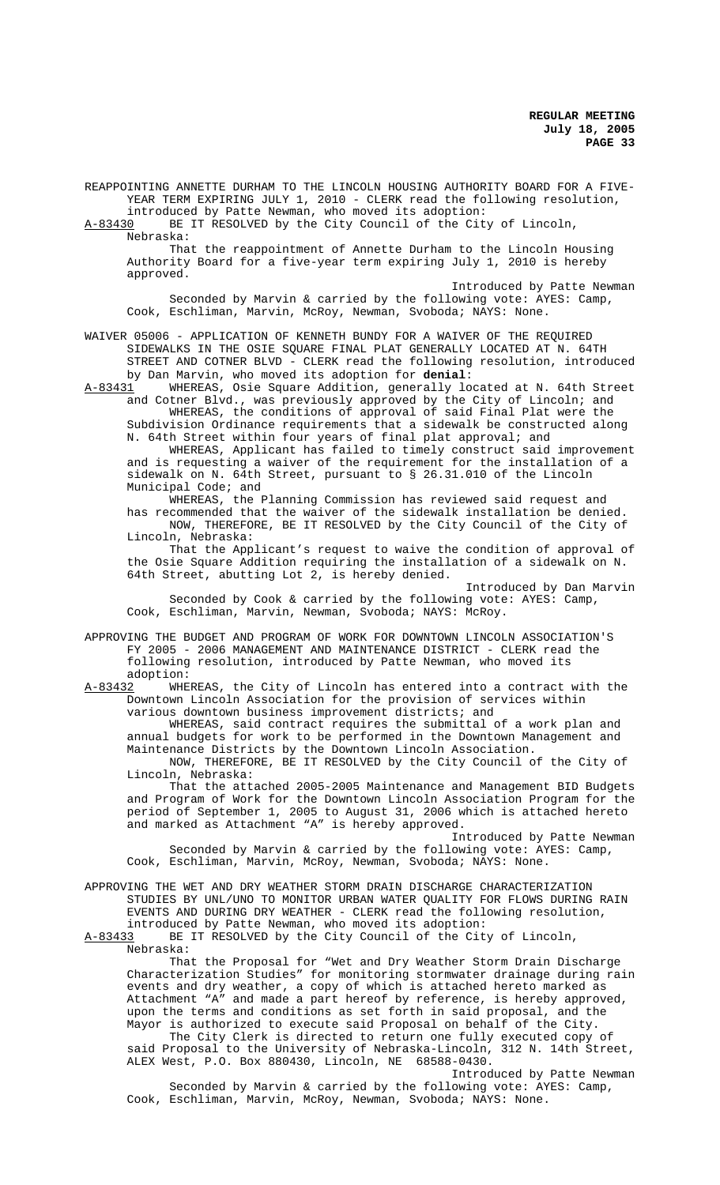REAPPOINTING ANNETTE DURHAM TO THE LINCOLN HOUSING AUTHORITY BOARD FOR A FIVE-YEAR TERM EXPIRING JULY 1, 2010 - CLERK read the following resolution, introduced by Patte Newman, who moved its adoption:

A-83430 BE IT RESOLVED by the City Council of the City of Lincoln, Nebraska:

That the reappointment of Annette Durham to the Lincoln Housing Authority Board for a five-year term expiring July 1, 2010 is hereby approved.

Introduced by Patte Newman

Seconded by Marvin & carried by the following vote: AYES: Camp, Cook, Eschliman, Marvin, McRoy, Newman, Svoboda; NAYS: None.

WAIVER 05006 - APPLICATION OF KENNETH BUNDY FOR A WAIVER OF THE REQUIRED SIDEWALKS IN THE OSIE SQUARE FINAL PLAT GENERALLY LOCATED AT N. 64TH STREET AND COTNER BLVD - CLERK read the following resolution, introduced by Dan Marvin, who moved its adoption for **denial**:

A-83431 WHEREAS, Osie Square Addition, generally located at N. 64th Street and Cotner Blvd., was previously approved by the City of Lincoln; and

WHEREAS, the conditions of approval of said Final Plat were the Subdivision Ordinance requirements that a sidewalk be constructed along N. 64th Street within four years of final plat approval; and

WHEREAS, Applicant has failed to timely construct said improvement and is requesting a waiver of the requirement for the installation of a sidewalk on N. 64th Street, pursuant to § 26.31.010 of the Lincoln Municipal Code; and

WHEREAS, the Planning Commission has reviewed said request and has recommended that the waiver of the sidewalk installation be denied.

NOW, THEREFORE, BE IT RESOLVED by the City Council of the City of Lincoln, Nebraska:

That the Applicant's request to waive the condition of approval of the Osie Square Addition requiring the installation of a sidewalk on N. 64th Street, abutting Lot 2, is hereby denied.

Introduced by Dan Marvin

Seconded by Cook & carried by the following vote: AYES: Camp, Cook, Eschliman, Marvin, Newman, Svoboda; NAYS: McRoy.

APPROVING THE BUDGET AND PROGRAM OF WORK FOR DOWNTOWN LINCOLN ASSOCIATION'S FY 2005 - 2006 MANAGEMENT AND MAINTENANCE DISTRICT - CLERK read the following resolution, introduced by Patte Newman, who moved its adoption:

A-83432 WHEREAS, the City of Lincoln has entered into a contract with the Downtown Lincoln Association for the provision of services within various downtown business improvement districts; and

WHEREAS, said contract requires the submittal of a work plan and annual budgets for work to be performed in the Downtown Management and Maintenance Districts by the Downtown Lincoln Association.

NOW, THEREFORE, BE IT RESOLVED by the City Council of the City of Lincoln, Nebraska:

That the attached 2005-2005 Maintenance and Management BID Budgets and Program of Work for the Downtown Lincoln Association Program for the period of September 1, 2005 to August 31, 2006 which is attached hereto and marked as Attachment "A" is hereby approved.

Introduced by Patte Newman

Seconded by Marvin & carried by the following vote: AYES: Camp, Cook, Eschliman, Marvin, McRoy, Newman, Svoboda; NAYS: None.

APPROVING THE WET AND DRY WEATHER STORM DRAIN DISCHARGE CHARACTERIZATION STUDIES BY UNL/UNO TO MONITOR URBAN WATER QUALITY FOR FLOWS DURING RAIN EVENTS AND DURING DRY WEATHER - CLERK read the following resolution, introduced by Patte Newman, who moved its adoption:

A-83433 BE IT RESOLVED by the City Council of the City of Lincoln, Nebraska:

That the Proposal for "Wet and Dry Weather Storm Drain Discharge Characterization Studies" for monitoring stormwater drainage during rain events and dry weather, a copy of which is attached hereto marked as Attachment "A" and made a part hereof by reference, is hereby approved, upon the terms and conditions as set forth in said proposal, and the Mayor is authorized to execute said Proposal on behalf of the City.

The City Clerk is directed to return one fully executed copy of said Proposal to the University of Nebraska-Lincoln, 312 N. 14th Street, ALEX West, P.O. Box 880430, Lincoln, NE 68588-0430.

Introduced by Patte Newman

Seconded by Marvin & carried by the following vote: AYES: Camp, Cook, Eschliman, Marvin, McRoy, Newman, Svoboda; NAYS: None.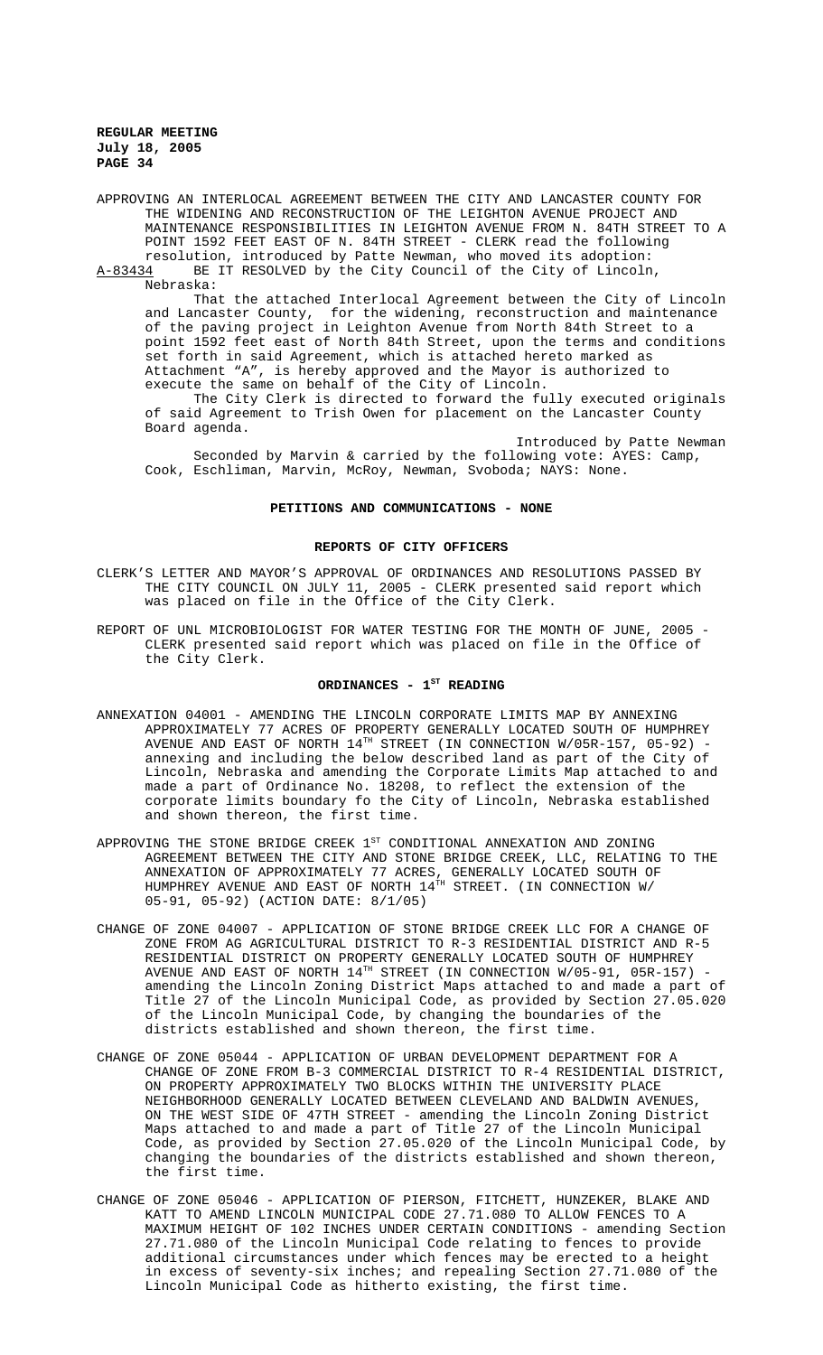APPROVING AN INTERLOCAL AGREEMENT BETWEEN THE CITY AND LANCASTER COUNTY FOR THE WIDENING AND RECONSTRUCTION OF THE LEIGHTON AVENUE PROJECT AND MAINTENANCE RESPONSIBILITIES IN LEIGHTON AVENUE FROM N. 84TH STREET TO A POINT 1592 FEET EAST OF N. 84TH STREET - CLERK read the following resolution, introduced by Patte Newman, who moved its adoption:

A-83434 BE IT RESOLVED by the City Council of the City of Lincoln, Nebraska:

That the attached Interlocal Agreement between the City of Lincoln and Lancaster County, for the widening, reconstruction and maintenance of the paving project in Leighton Avenue from North 84th Street to a point 1592 feet east of North 84th Street, upon the terms and conditions set forth in said Agreement, which is attached hereto marked as Attachment "A", is hereby approved and the Mayor is authorized to execute the same on behalf of the City of Lincoln.

The City Clerk is directed to forward the fully executed originals of said Agreement to Trish Owen for placement on the Lancaster County Board agenda.

Introduced by Patte Newman

Seconded by Marvin & carried by the following vote: AYES: Camp, Cook, Eschliman, Marvin, McRoy, Newman, Svoboda; NAYS: None.

## PETITIONS AND COMMUNICATIONS - NONE

## REPORTS OF CITY OFFICERS

CLERK'S LETTER AND MAYOR'S APPROVAL OF ORDINANCES AND RESOLUTIONS PASSED BY THE CITY COUNCIL ON JULY 11, 2005 - CLERK presented said report which was placed on file in the Office of the City Clerk.

REPORT OF UNL MICROBIOLOGIST FOR WATER TESTING FOR THE MONTH OF JUNE, 2005 - CLERK presented said report which was placed on file in the Office of the City Clerk.

## ORDINANCES - 1ST READING

ANNEXATION 04001 - AMENDING THE LINCOLN CORPORATE LIMITS MAP BY ANNEXING APPROXIMATELY 77 ACRES OF PROPERTY GENERALLY LOCATED SOUTH OF HUMPHREY AVENUE AND EAST OF NORTH 14TH STREET (IN CONNECTION W/05R-157, 05-92) - annexing and including the below described land as part of the City of Lincoln, Nebraska and amending the Corporate Limits Map attached to and made a part of Ordinance No. 18208, to reflect the extension of the corporate limits boundary fo the City of Lincoln, Nebraska established and shown thereon, the first time.

APPROVING THE STONE BRIDGE CREEK 1ST CONDITIONAL ANNEXATION AND ZONING AGREEMENT BETWEEN THE CITY AND STONE BRIDGE CREEK, LLC, RELATING TO THE ANNEXATION OF APPROXIMATELY 77 ACRES, GENERALLY LOCATED SOUTH OF HUMPHREY AVENUE AND EAST OF NORTH 14TH STREET. (IN CONNECTION W/ 05-91, 05-92) (ACTION DATE: 8/1/05)

CHANGE OF ZONE 04007 - APPLICATION OF STONE BRIDGE CREEK LLC FOR A CHANGE OF ZONE FROM AG AGRICULTURAL DISTRICT TO R-3 RESIDENTIAL DISTRICT AND R-5 RESIDENTIAL DISTRICT ON PROPERTY GENERALLY LOCATED SOUTH OF HUMPHREY AVENUE AND EAST OF NORTH 14TH STREET (IN CONNECTION W/05-91, 05R-157) - amending the Lincoln Zoning District Maps attached to and made a part of Title 27 of the Lincoln Municipal Code, as provided by Section 27.05.020 of the Lincoln Municipal Code, by changing the boundaries of the districts established and shown thereon, the first time.

CHANGE OF ZONE 05044 - APPLICATION OF URBAN DEVELOPMENT DEPARTMENT FOR A CHANGE OF ZONE FROM B-3 COMMERCIAL DISTRICT TO R-4 RESIDENTIAL DISTRICT, ON PROPERTY APPROXIMATELY TWO BLOCKS WITHIN THE UNIVERSITY PLACE NEIGHBORHOOD GENERALLY LOCATED BETWEEN CLEVELAND AND BALDWIN AVENUES, ON THE WEST SIDE OF 47TH STREET - amending the Lincoln Zoning District Maps attached to and made a part of Title 27 of the Lincoln Municipal Code, as provided by Section 27.05.020 of the Lincoln Municipal Code, by changing the boundaries of the districts established and shown thereon, the first time.

CHANGE OF ZONE 05046 - APPLICATION OF PIERSON, FITCHETT, HUNZEKER, BLAKE AND KATT TO AMEND LINCOLN MUNICIPAL CODE 27.71.080 TO ALLOW FENCES TO A MAXIMUM HEIGHT OF 102 INCHES UNDER CERTAIN CONDITIONS - amending Section 27.71.080 of the Lincoln Municipal Code relating to fences to provide additional circumstances under which fences may be erected to a height in excess of seventy-six inches; and repealing Section 27.71.080 of the Lincoln Municipal Code as hitherto existing, the first time.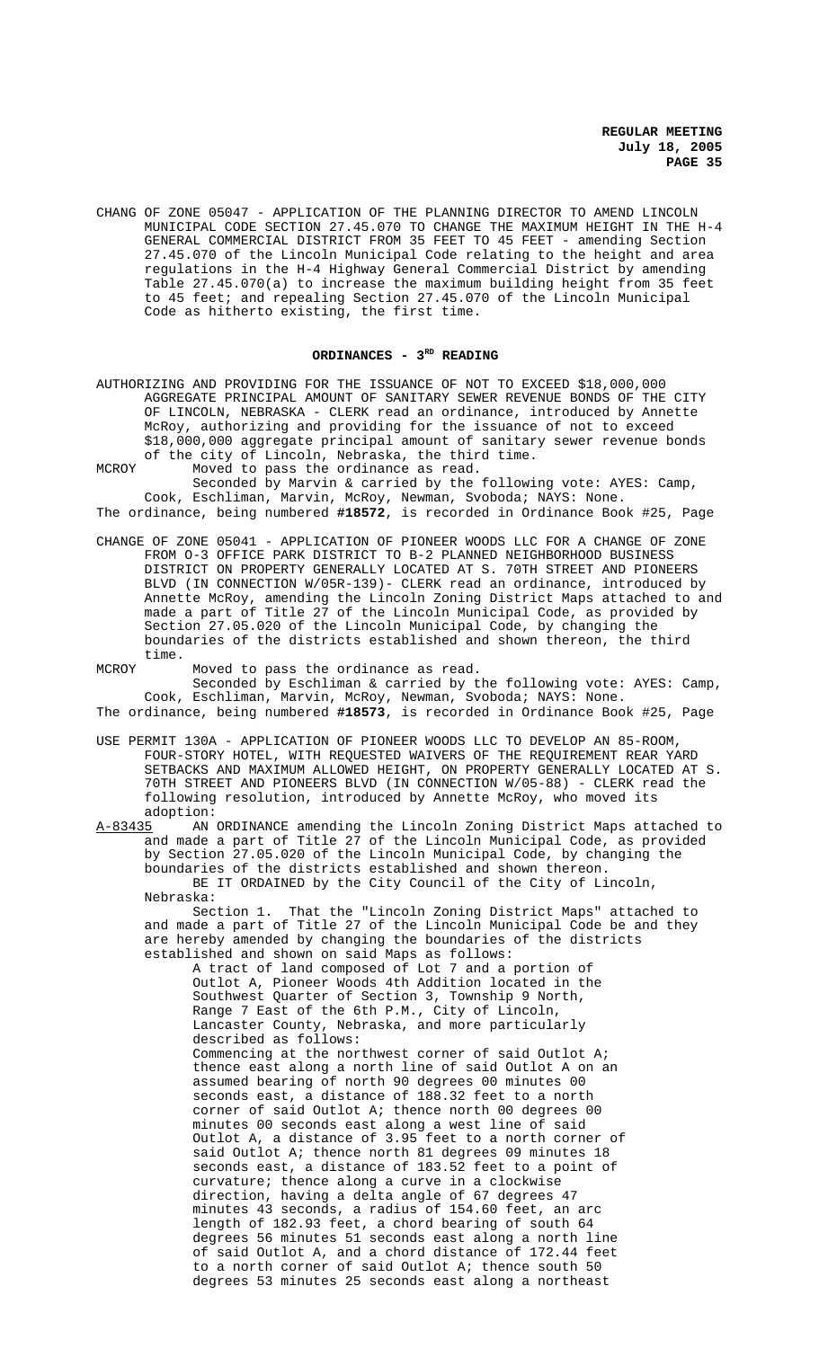CHANG OF ZONE 05047 - APPLICATION OF THE PLANNING DIRECTOR TO AMEND LINCOLN MUNICIPAL CODE SECTION 27.45.070 TO CHANGE THE MAXIMUM HEIGHT IN THE H-4 GENERAL COMMERCIAL DISTRICT FROM 35 FEET TO 45 FEET - amending Section 27.45.070 of the Lincoln Municipal Code relating to the height and area regulations in the H-4 Highway General Commercial District by amending Table 27.45.070(a) to increase the maximum building height from 35 feet to 45 feet; and repealing Section 27.45.070 of the Lincoln Municipal Code as hitherto existing, the first time.

## ORDINANCES - 3RD READING

AUTHORIZING AND PROVIDING FOR THE ISSUANCE OF NOT TO EXCEED $18,000,000 AGGREGATE PRINCIPAL AMOUNT OF SANITARY SEWER REVENUE BONDS OF THE CITY OF LINCOLN, NEBRASKA - CLERK read an ordinance, introduced by Annette McRoy, authorizing and providing for the issuance of not to exceed $18,000,000 aggregate principal amount of sanitary sewer revenue bonds of the city of Lincoln, Nebraska, the third time.

MCROY Moved to pass the ordinance as read.

Seconded by Marvin & carried by the following vote: AYES: Camp, Cook, Eschliman, Marvin, McRoy, Newman, Svoboda; NAYS: None.

The ordinance, being numbered **#18572**, is recorded in Ordinance Book #25, Page

CHANGE OF ZONE 05041 - APPLICATION OF PIONEER WOODS LLC FOR A CHANGE OF ZONE FROM O-3 OFFICE PARK DISTRICT TO B-2 PLANNED NEIGHBORHOOD BUSINESS DISTRICT ON PROPERTY GENERALLY LOCATED AT S. 70TH STREET AND PIONEERS BLVD (IN CONNECTION W/05R-139)- CLERK read an ordinance, introduced by Annette McRoy, amending the Lincoln Zoning District Maps attached to and made a part of Title 27 of the Lincoln Municipal Code, as provided by Section 27.05.020 of the Lincoln Municipal Code, by changing the boundaries of the districts established and shown thereon, the third time.

MCROY Moved to pass the ordinance as read.

Seconded by Eschliman & carried by the following vote: AYES: Camp, Cook, Eschliman, Marvin, McRoy, Newman, Svoboda; NAYS: None.

The ordinance, being numbered **#18573**, is recorded in Ordinance Book #25, Page

USE PERMIT 130A - APPLICATION OF PIONEER WOODS LLC TO DEVELOP AN 85-ROOM, FOUR-STORY HOTEL, WITH REQUESTED WAIVERS OF THE REQUIREMENT REAR YARD SETBACKS AND MAXIMUM ALLOWED HEIGHT, ON PROPERTY GENERALLY LOCATED AT S. 70TH STREET AND PIONEERS BLVD (IN CONNECTION W/05-88) - CLERK read the following resolution, introduced by Annette McRoy, who moved its adoption:

A-83435 AN ORDINANCE amending the Lincoln Zoning District Maps attached to and made a part of Title 27 of the Lincoln Municipal Code, as provided by Section 27.05.020 of the Lincoln Municipal Code, by changing the boundaries of the districts established and shown thereon.

BE IT ORDAINED by the City Council of the City of Lincoln, Nebraska:

Section 1. That the "Lincoln Zoning District Maps" attached to and made a part of Title 27 of the Lincoln Municipal Code be and they are hereby amended by changing the boundaries of the districts established and shown on said Maps as follows:

A tract of land composed of Lot 7 and a portion of Outlot A, Pioneer Woods 4th Addition located in the Southwest Quarter of Section 3, Township 9 North, Range 7 East of the 6th P.M., City of Lincoln, Lancaster County, Nebraska, and more particularly described as follows:

Commencing at the northwest corner of said Outlot A; thence east along a north line of said Outlot A on an assumed bearing of north 90 degrees 00 minutes 00 seconds east, a distance of 188.32 feet to a north corner of said Outlot A; thence north 00 degrees 00 minutes 00 seconds east along a west line of said Outlot A, a distance of 3.95 feet to a north corner of said Outlot A; thence north 81 degrees 09 minutes 18 seconds east, a distance of 183.52 feet to a point of curvature; thence along a curve in a clockwise direction, having a delta angle of 67 degrees 47 minutes 43 seconds, a radius of 154.60 feet, an arc length of 182.93 feet, a chord bearing of south 64 degrees 56 minutes 51 seconds east along a north line of said Outlot A, and a chord distance of 172.44 feet to a north corner of said Outlot A; thence south 50 degrees 53 minutes 25 seconds east along a northeast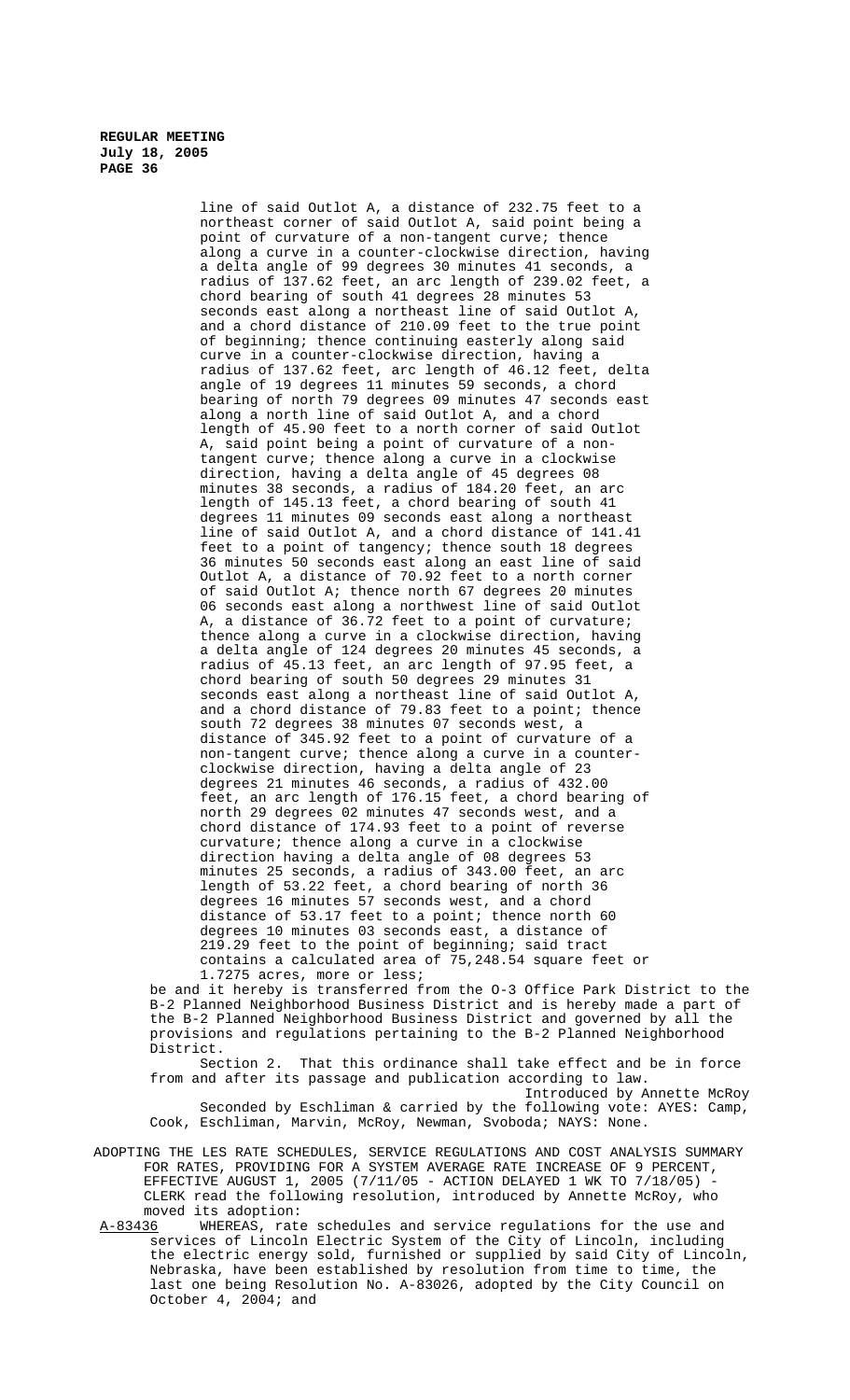line of said Outlot A, a distance of 232.75 feet to a northeast corner of said Outlot A, said point being a point of curvature of a non-tangent curve; thence along a curve in a counter-clockwise direction, having a delta angle of 99 degrees 30 minutes 41 seconds, a radius of 137.62 feet, an arc length of 239.02 feet, a chord bearing of south 41 degrees 28 minutes 53 seconds east along a northeast line of said Outlot A, and a chord distance of 210.09 feet to the true point of beginning; thence continuing easterly along said curve in a counter-clockwise direction, having a radius of 137.62 feet, arc length of 46.12 feet, delta angle of 19 degrees 11 minutes 59 seconds, a chord bearing of north 79 degrees 09 minutes 47 seconds east along a north line of said Outlot A, and a chord length of 45.90 feet to a north corner of said Outlot A, said point being a point of curvature of a non-tangent curve; thence along a curve in a clockwise direction, having a delta angle of 45 degrees 08 minutes 38 seconds, a radius of 184.20 feet, an arc length of 145.13 feet, a chord bearing of south 41 degrees 11 minutes 09 seconds east along a northeast line of said Outlot A, and a chord distance of 141.41 feet to a point of tangency; thence south 18 degrees 36 minutes 50 seconds east along an east line of said Outlot A, a distance of 70.92 feet to a north corner of said Outlot A; thence north 67 degrees 20 minutes 06 seconds east along a northwest line of said Outlot A, a distance of 36.72 feet to a point of curvature; thence along a curve in a clockwise direction, having a delta angle of 124 degrees 20 minutes 45 seconds, a radius of 45.13 feet, an arc length of 97.95 feet, a chord bearing of south 50 degrees 29 minutes 31 seconds east along a northeast line of said Outlot A, and a chord distance of 79.83 feet to a point; thence south 72 degrees 38 minutes 07 seconds west, a distance of 345.92 feet to a point of curvature of a non-tangent curve; thence along a curve in a counter-clockwise direction, having a delta angle of 23 degrees 21 minutes 46 seconds, a radius of 432.00 feet, an arc length of 176.15 feet, a chord bearing of north 29 degrees 02 minutes 47 seconds west, and a chord distance of 174.93 feet to a point of reverse curvature; thence along a curve in a clockwise direction having a delta angle of 08 degrees 53 minutes 25 seconds, a radius of 343.00 feet, an arc length of 53.22 feet, a chord bearing of north 36 degrees 16 minutes 57 seconds west, and a chord distance of 53.17 feet to a point; thence north 60 degrees 10 minutes 03 seconds east, a distance of 219.29 feet to the point of beginning; said tract contains a calculated area of 75,248.54 square feet or 1.7275 acres, more or less;

be and it hereby is transferred from the O-3 Office Park District to the B-2 Planned Neighborhood Business District and is hereby made a part of the B-2 Planned Neighborhood Business District and governed by all the provisions and regulations pertaining to the B-2 Planned Neighborhood District.

Section 2. That this ordinance shall take effect and be in force from and after its passage and publication according to law.

Introduced by Annette McRoy

Seconded by Eschliman & carried by the following vote: AYES: Camp, Cook, Eschliman, Marvin, McRoy, Newman, Svoboda; NAYS: None.

ADOPTING THE LES RATE SCHEDULES, SERVICE REGULATIONS AND COST ANALYSIS SUMMARY FOR RATES, PROVIDING FOR A SYSTEM AVERAGE RATE INCREASE OF 9 PERCENT, EFFECTIVE AUGUST 1, 2005 (7/11/05 - ACTION DELAYED 1 WK TO 7/18/05) - CLERK read the following resolution, introduced by Annette McRoy, who moved its adoption:

A-83436 WHEREAS, rate schedules and service regulations for the use and services of Lincoln Electric System of the City of Lincoln, including the electric energy sold, furnished or supplied by said City of Lincoln, Nebraska, have been established by resolution from time to time, the last one being Resolution No. A-83026, adopted by the City Council on October 4, 2004; and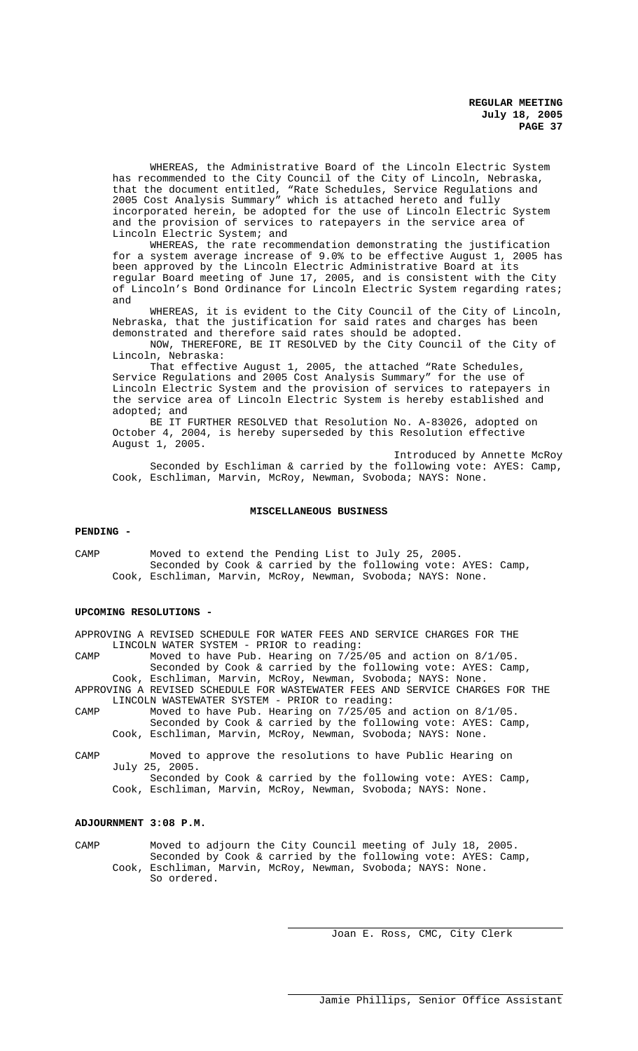WHEREAS, the Administrative Board of the Lincoln Electric System has recommended to the City Council of the City of Lincoln, Nebraska, that the document entitled, "Rate Schedules, Service Regulations and 2005 Cost Analysis Summary" which is attached hereto and fully incorporated herein, be adopted for the use of Lincoln Electric System and the provision of services to ratepayers in the service area of Lincoln Electric System; and

WHEREAS, the rate recommendation demonstrating the justification for a system average increase of 9.0% to be effective August 1, 2005 has been approved by the Lincoln Electric Administrative Board at its regular Board meeting of June 17, 2005, and is consistent with the City of Lincoln's Bond Ordinance for Lincoln Electric System regarding rates; and

WHEREAS, it is evident to the City Council of the City of Lincoln, Nebraska, that the justification for said rates and charges has been demonstrated and therefore said rates should be adopted.

NOW, THEREFORE, BE IT RESOLVED by the City Council of the City of Lincoln, Nebraska:

That effective August 1, 2005, the attached "Rate Schedules, Service Regulations and 2005 Cost Analysis Summary" for the use of Lincoln Electric System and the provision of services to ratepayers in the service area of Lincoln Electric System is hereby established and adopted; and

BE IT FURTHER RESOLVED that Resolution No. A-83026, adopted on October 4, 2004, is hereby superseded by this Resolution effective August 1, 2005.

Introduced by Annette McRoy

Seconded by Eschliman & carried by the following vote: AYES: Camp, Cook, Eschliman, Marvin, McRoy, Newman, Svoboda; NAYS: None.

**MISCELLANEOUS BUSINESS**

**PENDING -**

CAMP Moved to extend the Pending List to July 25, 2005.
Seconded by Cook & carried by the following vote: AYES: Camp, Cook, Eschliman, Marvin, McRoy, Newman, Svoboda; NAYS: None.

**UPCOMING RESOLUTIONS -**

APPROVING A REVISED SCHEDULE FOR WATER FEES AND SERVICE CHARGES FOR THE LINCOLN WATER SYSTEM - PRIOR to reading:

CAMP Moved to have Pub. Hearing on 7/25/05 and action on 8/1/05.
Seconded by Cook & carried by the following vote: AYES: Camp, Cook, Eschliman, Marvin, McRoy, Newman, Svoboda; NAYS: None.

APPROVING A REVISED SCHEDULE FOR WASTEWATER FEES AND SERVICE CHARGES FOR THE LINCOLN WASTEWATER SYSTEM - PRIOR to reading:

CAMP Moved to have Pub. Hearing on 7/25/05 and action on 8/1/05.
Seconded by Cook & carried by the following vote: AYES: Camp, Cook, Eschliman, Marvin, McRoy, Newman, Svoboda; NAYS: None.

CAMP Moved to approve the resolutions to have Public Hearing on July 25, 2005.
Seconded by Cook & carried by the following vote: AYES: Camp, Cook, Eschliman, Marvin, McRoy, Newman, Svoboda; NAYS: None.

**ADJOURNMENT 3:08 P.M.**

CAMP Moved to adjourn the City Council meeting of July 18, 2005.
Seconded by Cook & carried by the following vote: AYES: Camp, Cook, Eschliman, Marvin, McRoy, Newman, Svoboda; NAYS: None.
So ordered.

Joan E. Ross, CMC, City Clerk

Jamie Phillips, Senior Office Assistant